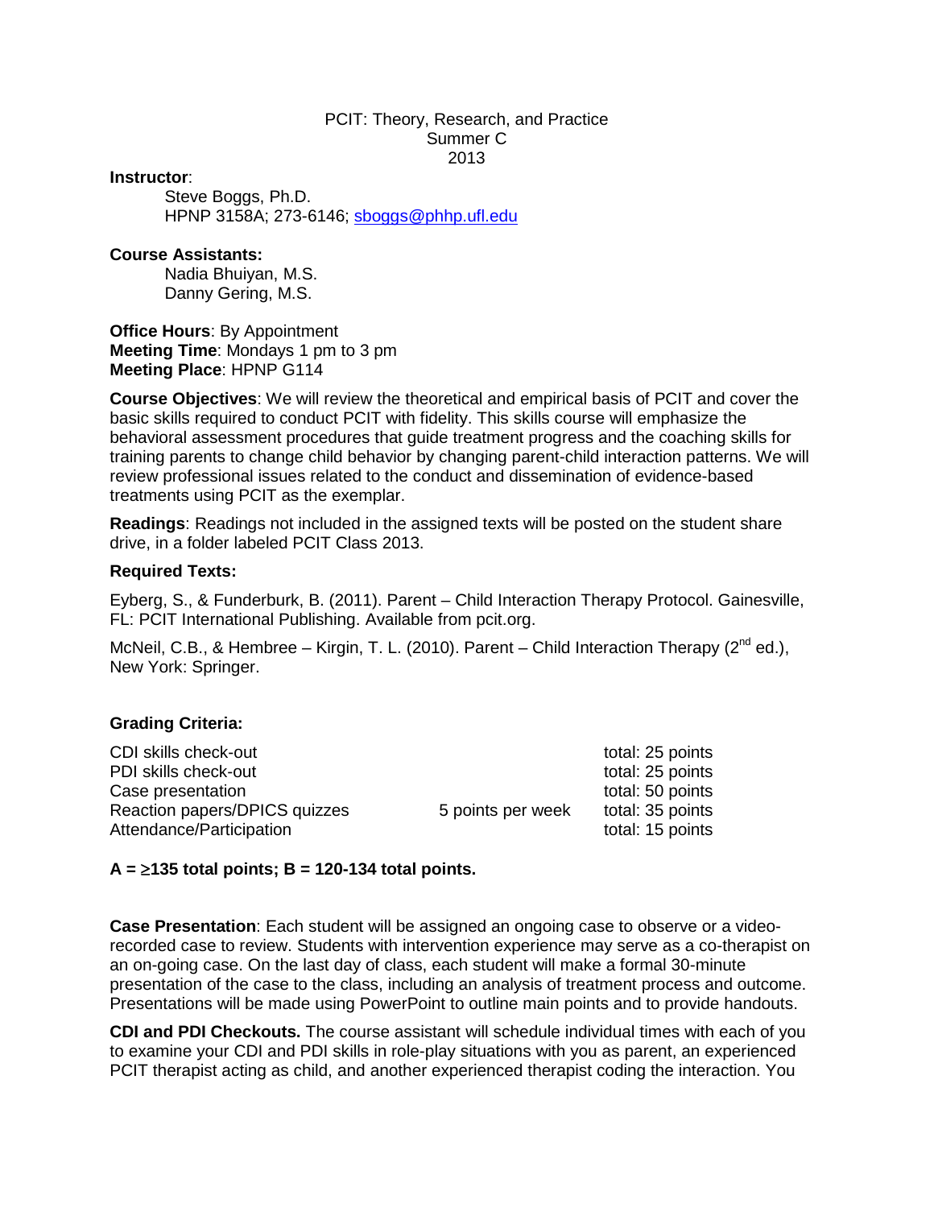# PCIT: Theory, Research, and Practice
## Summer C
## 2013

**Instructor**:

Steve Boggs, Ph.D.
HPNP 3158A; 273-6146; sboggs@phhp.ufl.edu

**Course Assistants:**

Nadia Bhuiyan, M.S.
Danny Gering, M.S.

**Office Hours**: By Appointment
**Meeting Time**: Mondays 1 pm to 3 pm
**Meeting Place**: HPNP G114

**Course Objectives**: We will review the theoretical and empirical basis of PCIT and cover the basic skills required to conduct PCIT with fidelity. This skills course will emphasize the behavioral assessment procedures that guide treatment progress and the coaching skills for training parents to change child behavior by changing parent-child interaction patterns. We will review professional issues related to the conduct and dissemination of evidence-based treatments using PCIT as the exemplar.

**Readings**: Readings not included in the assigned texts will be posted on the student share drive, in a folder labeled PCIT Class 2013.

**Required Texts:**

Eyberg, S., & Funderburk, B. (2011). Parent – Child Interaction Therapy Protocol. Gainesville, FL: PCIT International Publishing. Available from pcit.org.

McNeil, C.B., & Hembree – Kirgin, T. L. (2010). Parent – Child Interaction Therapy (2nd ed.), New York: Springer.

**Grading Criteria:**

| | | |
|---|---|---|
| CDI skills check-out | | total: 25 points |
| PDI skills check-out | | total: 25 points |
| Case presentation | | total: 50 points |
| Reaction papers/DPICS quizzes | 5 points per week | total: 35 points |
| Attendance/Participation | | total: 15 points |

**A = ≥135 total points; B = 120-134 total points.**

**Case Presentation**: Each student will be assigned an ongoing case to observe or a video-recorded case to review. Students with intervention experience may serve as a co-therapist on an on-going case. On the last day of class, each student will make a formal 30-minute presentation of the case to the class, including an analysis of treatment process and outcome. Presentations will be made using PowerPoint to outline main points and to provide handouts.

**CDI and PDI Checkouts.** The course assistant will schedule individual times with each of you to examine your CDI and PDI skills in role-play situations with you as parent, an experienced PCIT therapist acting as child, and another experienced therapist coding the interaction. You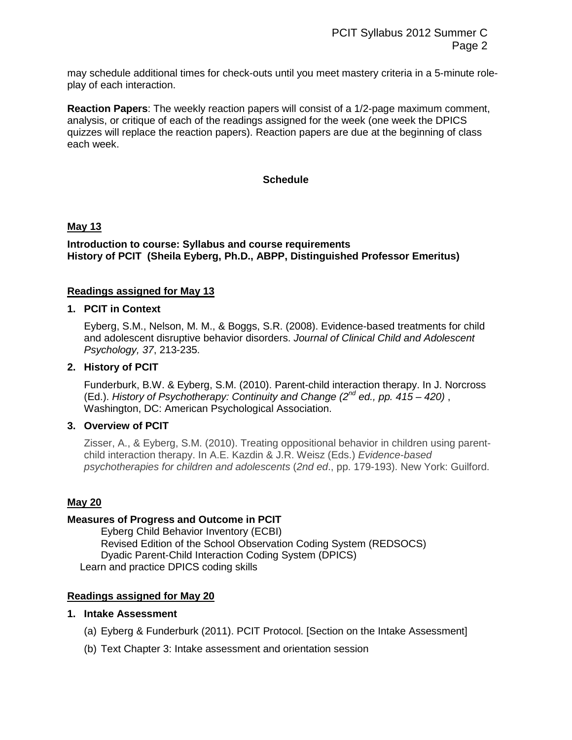may schedule additional times for check-outs until you meet mastery criteria in a 5-minute role-play of each interaction.

**Reaction Papers**: The weekly reaction papers will consist of a 1/2-page maximum comment, analysis, or critique of each of the readings assigned for the week (one week the DPICS quizzes will replace the reaction papers). Reaction papers are due at the beginning of class each week.

## Schedule

### May 13

**Introduction to course: Syllabus and course requirements**
**History of PCIT (Sheila Eyberg, Ph.D., ABPP, Distinguished Professor Emeritus)**

#### Readings assigned for May 13

1. **PCIT in Context**

   Eyberg, S.M., Nelson, M. M., & Boggs, S.R. (2008). Evidence-based treatments for child and adolescent disruptive behavior disorders. *Journal of Clinical Child and Adolescent Psychology, 37*, 213-235.

2. **History of PCIT**

   Funderburk, B.W. & Eyberg, S.M. (2010). Parent-child interaction therapy. In J. Norcross (Ed.). *History of Psychotherapy: Continuity and Change (2nd ed., pp. 415 – 420)* , Washington, DC: American Psychological Association.

3. **Overview of PCIT**

   Zisser, A., & Eyberg, S.M. (2010). Treating oppositional behavior in children using parent-child interaction therapy. In A.E. Kazdin & J.R. Weisz (Eds.) *Evidence-based psychotherapies for children and adolescents* (*2nd ed*., pp. 179-193). New York: Guilford.

### May 20

**Measures of Progress and Outcome in PCIT**

Eyberg Child Behavior Inventory (ECBI)
Revised Edition of the School Observation Coding System (REDSOCS)
Dyadic Parent-Child Interaction Coding System (DPICS)
Learn and practice DPICS coding skills

#### Readings assigned for May 20

1. **Intake Assessment**

   (a) Eyberg & Funderburk (2011). PCIT Protocol. [Section on the Intake Assessment]

   (b) Text Chapter 3: Intake assessment and orientation session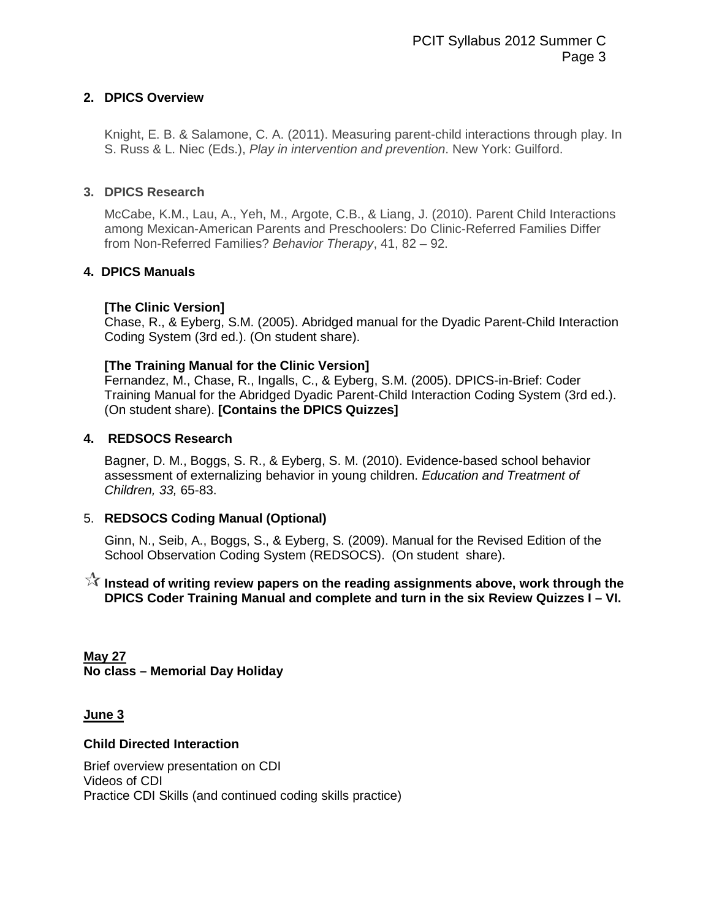**2. DPICS Overview**

Knight, E. B. & Salamone, C. A. (2011). Measuring parent-child interactions through play. In S. Russ & L. Niec (Eds.), *Play in intervention and prevention*. New York: Guilford.

**3. DPICS Research**

McCabe, K.M., Lau, A., Yeh, M., Argote, C.B., & Liang, J. (2010). Parent Child Interactions among Mexican-American Parents and Preschoolers: Do Clinic-Referred Families Differ from Non-Referred Families? *Behavior Therapy*, 41, 82 – 92.

**4. DPICS Manuals**

**[The Clinic Version]**
Chase, R., & Eyberg, S.M. (2005). Abridged manual for the Dyadic Parent-Child Interaction Coding System (3rd ed.). (On student share).

**[The Training Manual for the Clinic Version]**
Fernandez, M., Chase, R., Ingalls, C., & Eyberg, S.M. (2005). DPICS-in-Brief: Coder Training Manual for the Abridged Dyadic Parent-Child Interaction Coding System (3rd ed.). (On student share). **[Contains the DPICS Quizzes]**

**4. REDSOCS Research**

Bagner, D. M., Boggs, S. R., & Eyberg, S. M. (2010). Evidence-based school behavior assessment of externalizing behavior in young children. *Education and Treatment of Children, 33,* 65-83.

5. **REDSOCS Coding Manual (Optional)**

Ginn, N., Seib, A., Boggs, S., & Eyberg, S. (2009). Manual for the Revised Edition of the School Observation Coding System (REDSOCS). (On student share).

☆ **Instead of writing review papers on the reading assignments above, work through the DPICS Coder Training Manual and complete and turn in the six Review Quizzes I – VI.**

**May 27**
**No class – Memorial Day Holiday**

**June 3**

**Child Directed Interaction**

Brief overview presentation on CDI
Videos of CDI
Practice CDI Skills (and continued coding skills practice)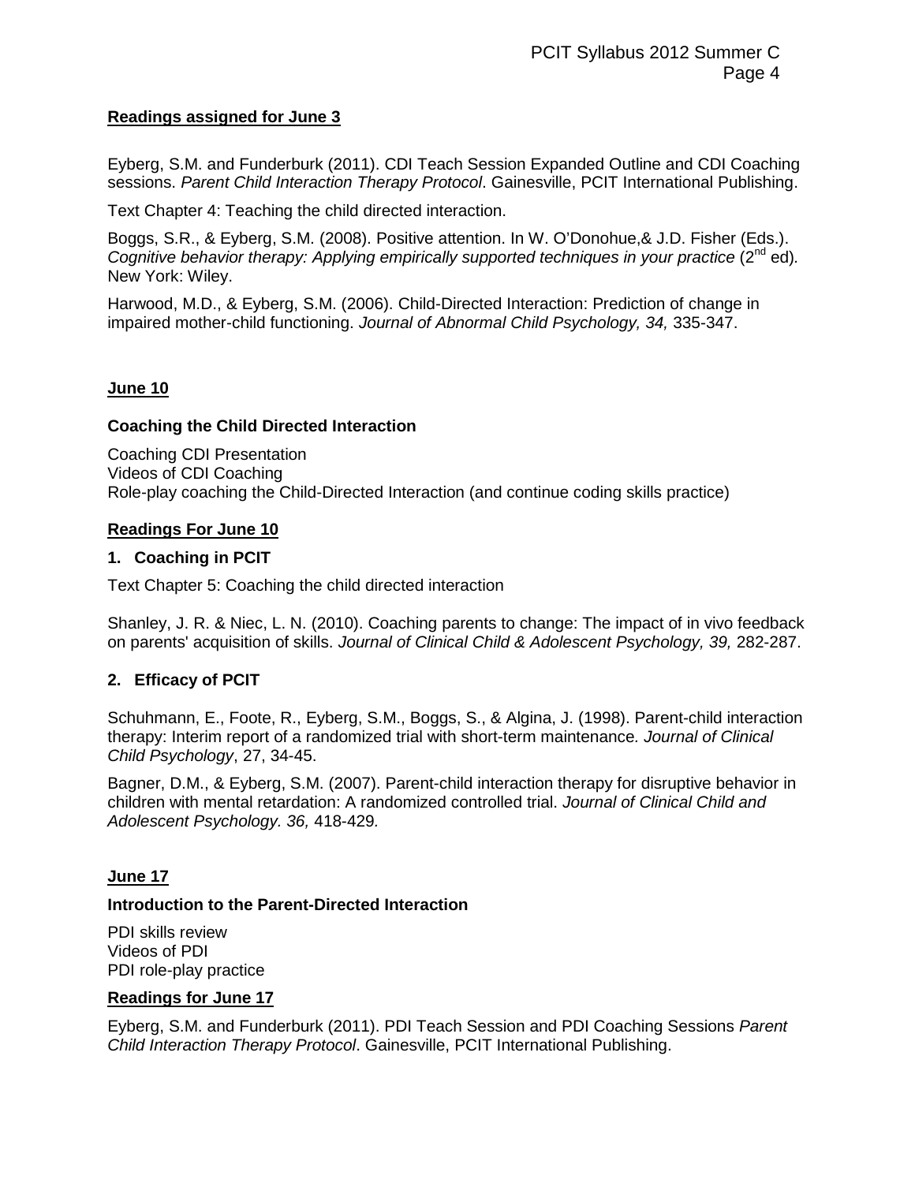**Readings assigned for June 3**

Eyberg, S.M. and Funderburk (2011). CDI Teach Session Expanded Outline and CDI Coaching sessions. *Parent Child Interaction Therapy Protocol*. Gainesville, PCIT International Publishing.

Text Chapter 4: Teaching the child directed interaction.

Boggs, S.R., & Eyberg, S.M. (2008). Positive attention. In W. O'Donohue,& J.D. Fisher (Eds.). *Cognitive behavior therapy: Applying empirically supported techniques in your practice* (2nd ed). New York: Wiley.

Harwood, M.D., & Eyberg, S.M. (2006). Child-Directed Interaction: Prediction of change in impaired mother-child functioning. *Journal of Abnormal Child Psychology, 34,* 335-347.

**June 10**

**Coaching the Child Directed Interaction**

Coaching CDI Presentation
Videos of CDI Coaching
Role-play coaching the Child-Directed Interaction (and continue coding skills practice)

**Readings For June 10**

**1. Coaching in PCIT**

Text Chapter 5: Coaching the child directed interaction

Shanley, J. R. & Niec, L. N. (2010). Coaching parents to change: The impact of in vivo feedback on parents' acquisition of skills. *Journal of Clinical Child & Adolescent Psychology, 39,* 282-287.

**2. Efficacy of PCIT**

Schuhmann, E., Foote, R., Eyberg, S.M., Boggs, S., & Algina, J. (1998). Parent-child interaction therapy: Interim report of a randomized trial with short-term maintenance. *Journal of Clinical Child Psychology*, 27, 34-45.

Bagner, D.M., & Eyberg, S.M. (2007). Parent-child interaction therapy for disruptive behavior in children with mental retardation: A randomized controlled trial. *Journal of Clinical Child and Adolescent Psychology. 36,* 418-429.

**June 17**

**Introduction to the Parent-Directed Interaction**

PDI skills review
Videos of PDI
PDI role-play practice

**Readings for June 17**

Eyberg, S.M. and Funderburk (2011). PDI Teach Session and PDI Coaching Sessions *Parent Child Interaction Therapy Protocol*. Gainesville, PCIT International Publishing.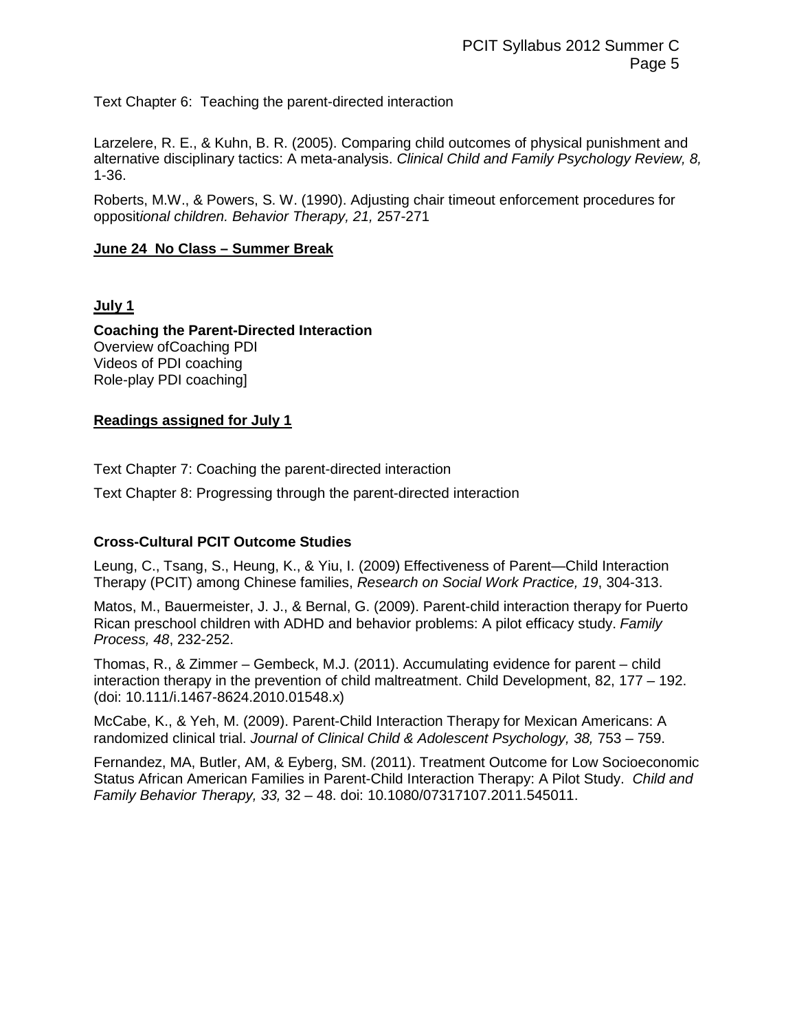Text Chapter 6: Teaching the parent-directed interaction

Larzelere, R. E., & Kuhn, B. R. (2005). Comparing child outcomes of physical punishment and alternative disciplinary tactics: A meta-analysis. *Clinical Child and Family Psychology Review, 8,* 1-36.

Roberts, M.W., & Powers, S. W. (1990). Adjusting chair timeout enforcement procedures for opposit*ional children. Behavior Therapy, 21,* 257-271

**June 24 No Class – Summer Break**

**July 1**

**Coaching the Parent-Directed Interaction**
Overview ofCoaching PDI
Videos of PDI coaching
Role-play PDI coaching]

**Readings assigned for July 1**

Text Chapter 7: Coaching the parent-directed interaction

Text Chapter 8: Progressing through the parent-directed interaction

**Cross-Cultural PCIT Outcome Studies**

Leung, C., Tsang, S., Heung, K., & Yiu, I. (2009) Effectiveness of Parent—Child Interaction Therapy (PCIT) among Chinese families, *Research on Social Work Practice, 19*, 304-313.

Matos, M., Bauermeister, J. J., & Bernal, G. (2009). Parent-child interaction therapy for Puerto Rican preschool children with ADHD and behavior problems: A pilot efficacy study. *Family Process, 48*, 232-252.

Thomas, R., & Zimmer – Gembeck, M.J. (2011). Accumulating evidence for parent – child interaction therapy in the prevention of child maltreatment. Child Development, 82, 177 – 192. (doi: 10.111/i.1467-8624.2010.01548.x)

McCabe, K., & Yeh, M. (2009). Parent-Child Interaction Therapy for Mexican Americans: A randomized clinical trial. *Journal of Clinical Child & Adolescent Psychology, 38,* 753 – 759.

Fernandez, MA, Butler, AM, & Eyberg, SM. (2011). Treatment Outcome for Low Socioeconomic Status African American Families in Parent-Child Interaction Therapy: A Pilot Study. *Child and Family Behavior Therapy, 33,* 32 – 48. doi: 10.1080/07317107.2011.545011.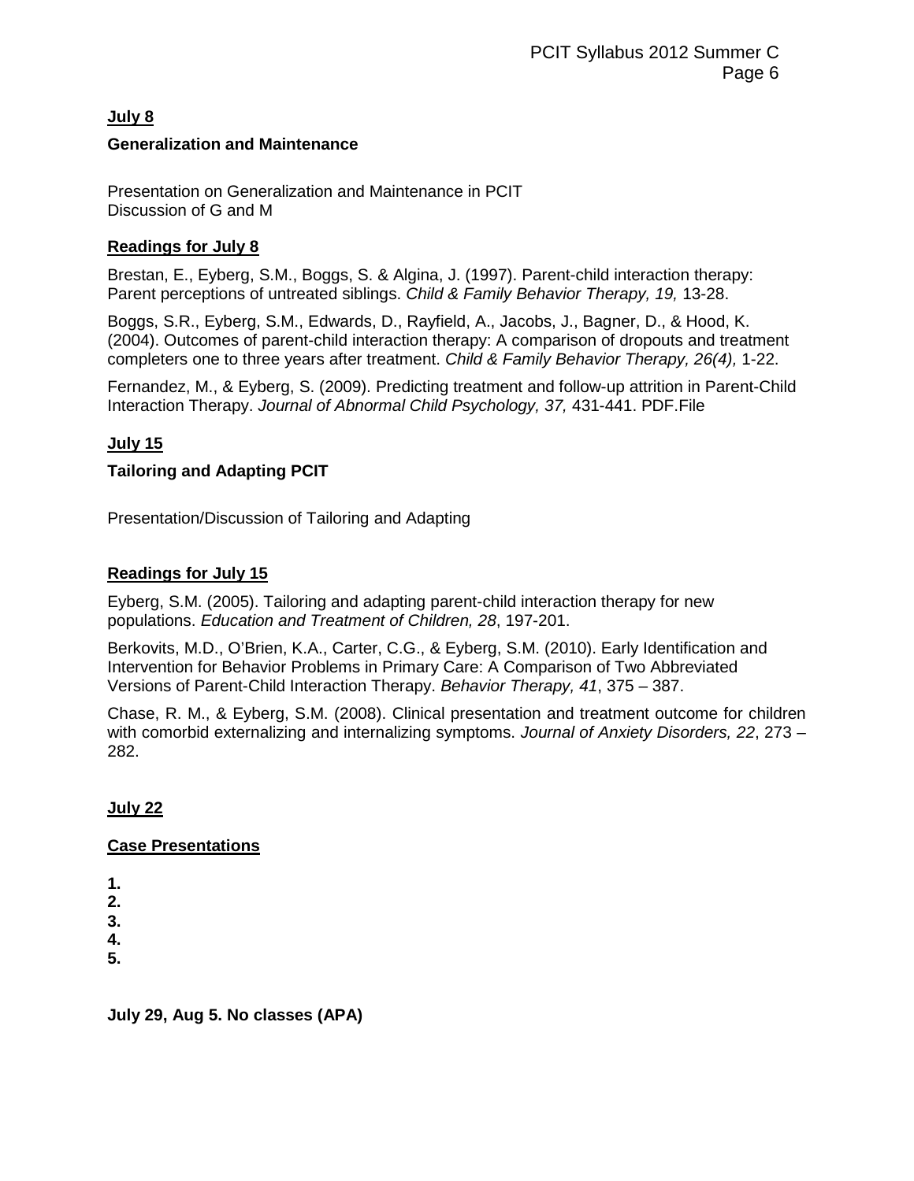**July 8**

**Generalization and Maintenance**

Presentation on Generalization and Maintenance in PCIT
Discussion of G and M

**Readings for July 8**

Brestan, E., Eyberg, S.M., Boggs, S. & Algina, J. (1997). Parent-child interaction therapy: Parent perceptions of untreated siblings. *Child & Family Behavior Therapy, 19,* 13-28.

Boggs, S.R., Eyberg, S.M., Edwards, D., Rayfield, A., Jacobs, J., Bagner, D., & Hood, K. (2004). Outcomes of parent-child interaction therapy: A comparison of dropouts and treatment completers one to three years after treatment. *Child & Family Behavior Therapy, 26(4),* 1-22.

Fernandez, M., & Eyberg, S. (2009). Predicting treatment and follow-up attrition in Parent-Child Interaction Therapy. *Journal of Abnormal Child Psychology, 37,* 431-441. PDF.File

**July 15**

**Tailoring and Adapting PCIT**

Presentation/Discussion of Tailoring and Adapting

**Readings for July 15**

Eyberg, S.M. (2005). Tailoring and adapting parent-child interaction therapy for new populations. *Education and Treatment of Children, 28*, 197-201.

Berkovits, M.D., O'Brien, K.A., Carter, C.G., & Eyberg, S.M. (2010). Early Identification and Intervention for Behavior Problems in Primary Care: A Comparison of Two Abbreviated Versions of Parent-Child Interaction Therapy. *Behavior Therapy, 41*, 375 – 387.

Chase, R. M., & Eyberg, S.M. (2008). Clinical presentation and treatment outcome for children with comorbid externalizing and internalizing symptoms. *Journal of Anxiety Disorders, 22*, 273 – 282.

**July 22**

**Case Presentations**

**1.**
**2.**
**3.**
**4.**
**5.**

**July 29, Aug 5. No classes (APA)**